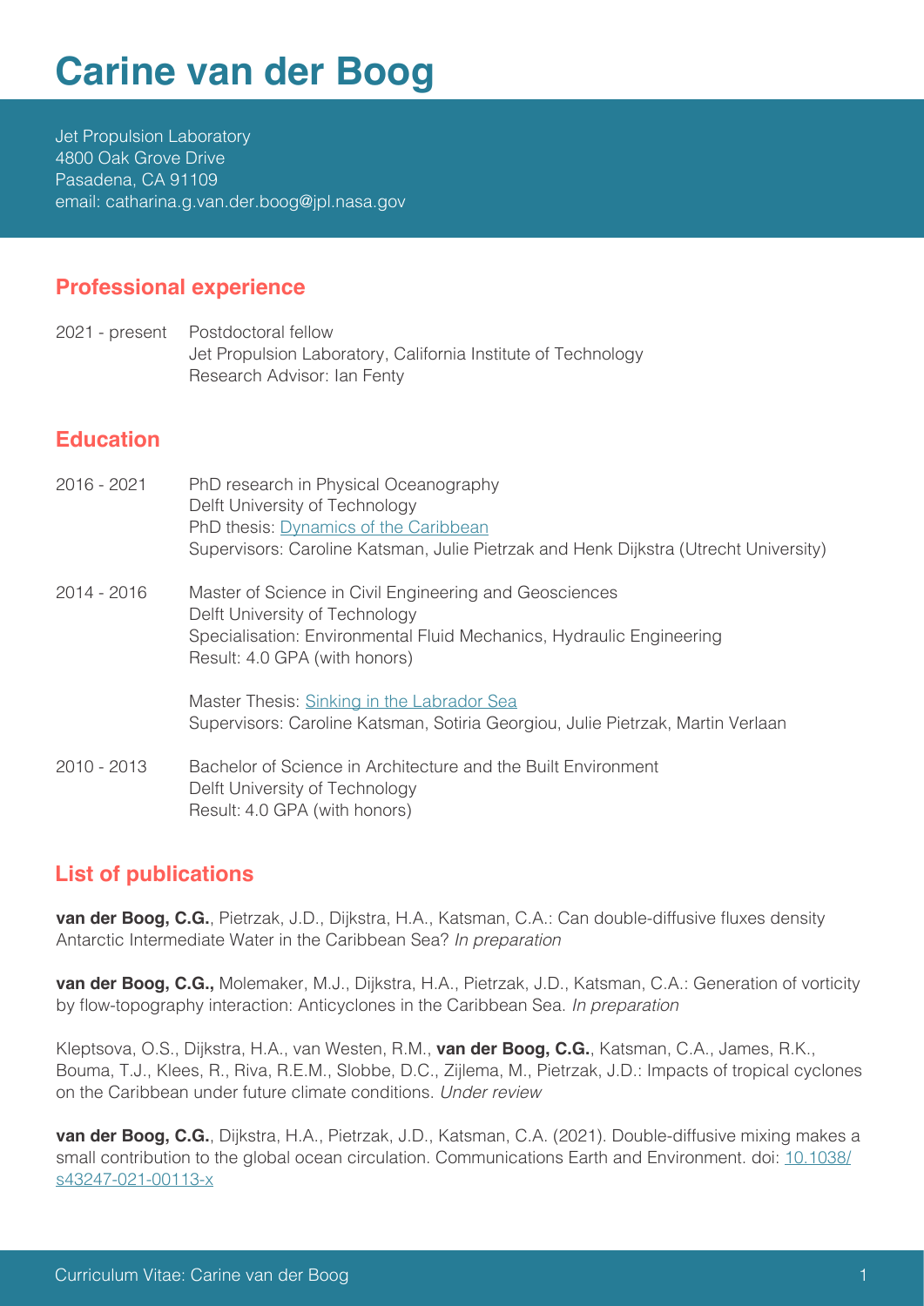# Carine van der Boog

Jet Propulsion Laboratory
4800 Oak Grove Drive
Pasadena, CA 91109
email: catharina.g.van.der.boog@jpl.nasa.gov

## Professional experience

2021 - present Postdoctoral fellow
Jet Propulsion Laboratory, California Institute of Technology
Research Advisor: Ian Fenty

## Education

2016 - 2021 PhD research in Physical Oceanography
Delft University of Technology
PhD thesis: [Dynamics of the Caribbean]
Supervisors: Caroline Katsman, Julie Pietrzak and Henk Dijkstra (Utrecht University)

2014 - 2016 Master of Science in Civil Engineering and Geosciences
Delft University of Technology
Specialisation: Environmental Fluid Mechanics, Hydraulic Engineering
Result: 4.0 GPA (with honors)

Master Thesis: [Sinking in the Labrador Sea]
Supervisors: Caroline Katsman, Sotiria Georgiou, Julie Pietrzak, Martin Verlaan

2010 - 2013 Bachelor of Science in Architecture and the Built Environment
Delft University of Technology
Result: 4.0 GPA (with honors)

## List of publications

**van der Boog, C.G.**, Pietrzak, J.D., Dijkstra, H.A., Katsman, C.A.: Can double-diffusive fluxes density Antarctic Intermediate Water in the Caribbean Sea? *In preparation*

**van der Boog, C.G.,** Molemaker, M.J., Dijkstra, H.A., Pietrzak, J.D., Katsman, C.A.: Generation of vorticity by flow-topography interaction: Anticyclones in the Caribbean Sea. *In preparation*

Kleptsova, O.S., Dijkstra, H.A., van Westen, R.M., **van der Boog, C.G.**, Katsman, C.A., James, R.K., Bouma, T.J., Klees, R., Riva, R.E.M., Slobbe, D.C., Zijlema, M., Pietrzak, J.D.: Impacts of tropical cyclones on the Caribbean under future climate conditions. *Under review*

**van der Boog, C.G.**, Dijkstra, H.A., Pietrzak, J.D., Katsman, C.A. (2021). Double-diffusive mixing makes a small contribution to the global ocean circulation. Communications Earth and Environment. doi: 10.1038/s43247-021-00113-x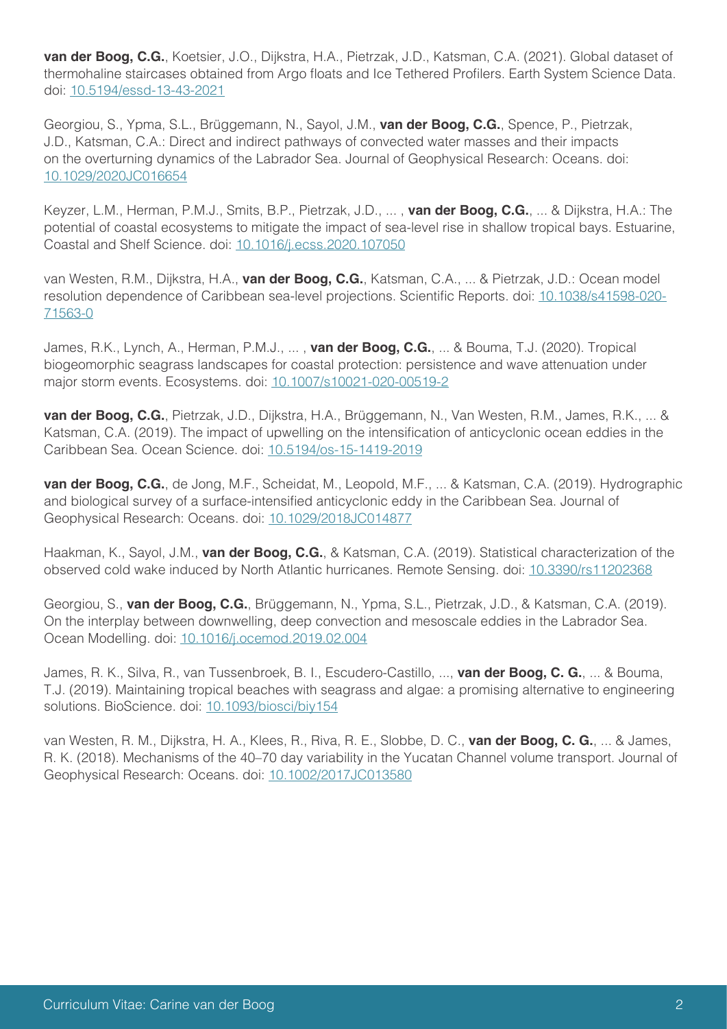**van der Boog, C.G.**, Koetsier, J.O., Dijkstra, H.A., Pietrzak, J.D., Katsman, C.A. (2021). Global dataset of thermohaline staircases obtained from Argo floats and Ice Tethered Profilers. Earth System Science Data. doi: [10.5194/essd-13-43-2021](https://doi.org/10.5194/essd-13-43-2021)

Georgiou, S., Ypma, S.L., Brüggemann, N., Sayol, J.M., **van der Boog, C.G.**, Spence, P., Pietrzak, J.D., Katsman, C.A.: Direct and indirect pathways of convected water masses and their impacts on the overturning dynamics of the Labrador Sea. Journal of Geophysical Research: Oceans. doi: [10.1029/2020JC016654](https://doi.org/10.1029/2020JC016654)

Keyzer, L.M., Herman, P.M.J., Smits, B.P., Pietrzak, J.D., ... , **van der Boog, C.G.**, ... & Dijkstra, H.A.: The potential of coastal ecosystems to mitigate the impact of sea-level rise in shallow tropical bays. Estuarine, Coastal and Shelf Science. doi: [10.1016/j.ecss.2020.107050](https://doi.org/10.1016/j.ecss.2020.107050)

van Westen, R.M., Dijkstra, H.A., **van der Boog, C.G.**, Katsman, C.A., ... & Pietrzak, J.D.: Ocean model resolution dependence of Caribbean sea-level projections. Scientific Reports. doi: [10.1038/s41598-020-71563-0](https://doi.org/10.1038/s41598-020-71563-0)

James, R.K., Lynch, A., Herman, P.M.J., ... , **van der Boog, C.G.**, ... & Bouma, T.J. (2020). Tropical biogeomorphic seagrass landscapes for coastal protection: persistence and wave attenuation under major storm events. Ecosystems. doi: [10.1007/s10021-020-00519-2](https://doi.org/10.1007/s10021-020-00519-2)

**van der Boog, C.G.**, Pietrzak, J.D., Dijkstra, H.A., Brüggemann, N., Van Westen, R.M., James, R.K., ... & Katsman, C.A. (2019). The impact of upwelling on the intensification of anticyclonic ocean eddies in the Caribbean Sea. Ocean Science. doi: [10.5194/os-15-1419-2019](https://doi.org/10.5194/os-15-1419-2019)

**van der Boog, C.G.**, de Jong, M.F., Scheidat, M., Leopold, M.F., ... & Katsman, C.A. (2019). Hydrographic and biological survey of a surface-intensified anticyclonic eddy in the Caribbean Sea. Journal of Geophysical Research: Oceans. doi: [10.1029/2018JC014877](https://doi.org/10.1029/2018JC014877)

Haakman, K., Sayol, J.M., **van der Boog, C.G.**, & Katsman, C.A. (2019). Statistical characterization of the observed cold wake induced by North Atlantic hurricanes. Remote Sensing. doi: [10.3390/rs11202368](https://doi.org/10.3390/rs11202368)

Georgiou, S., **van der Boog, C.G.**, Brüggemann, N., Ypma, S.L., Pietrzak, J.D., & Katsman, C.A. (2019). On the interplay between downwelling, deep convection and mesoscale eddies in the Labrador Sea. Ocean Modelling. doi: [10.1016/j.ocemod.2019.02.004](https://doi.org/10.1016/j.ocemod.2019.02.004)

James, R. K., Silva, R., van Tussenbroek, B. I., Escudero-Castillo, ..., **van der Boog, C. G.**, ... & Bouma, T.J. (2019). Maintaining tropical beaches with seagrass and algae: a promising alternative to engineering solutions. BioScience. doi: [10.1093/biosci/biy154](https://doi.org/10.1093/biosci/biy154)

van Westen, R. M., Dijkstra, H. A., Klees, R., Riva, R. E., Slobbe, D. C., **van der Boog, C. G.**, ... & James, R. K. (2018). Mechanisms of the 40–70 day variability in the Yucatan Channel volume transport. Journal of Geophysical Research: Oceans. doi: [10.1002/2017JC013580](https://doi.org/10.1002/2017JC013580)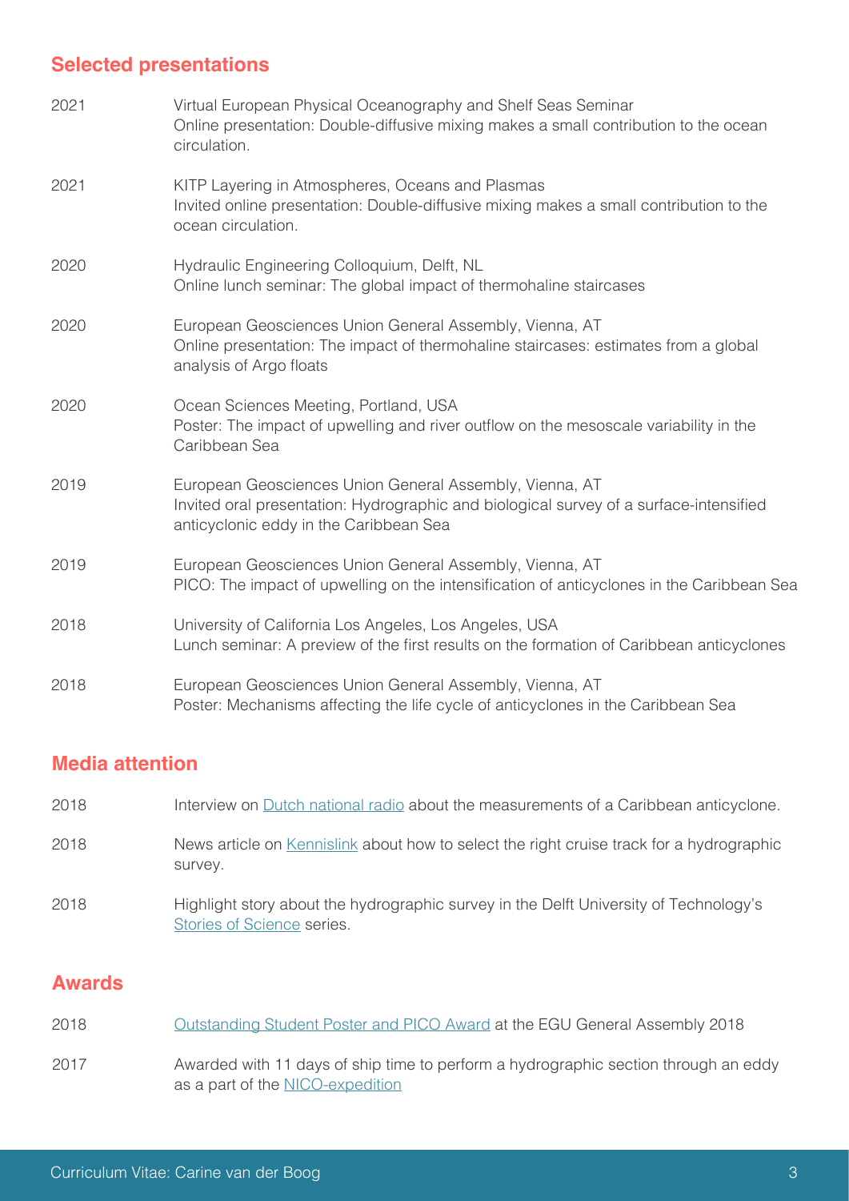## Selected presentations

| | |
|---|---|
| 2021 | Virtual European Physical Oceanography and Shelf Seas Seminar<br>Online presentation: Double-diffusive mixing makes a small contribution to the ocean circulation. |
| 2021 | KITP Layering in Atmospheres, Oceans and Plasmas<br>Invited online presentation: Double-diffusive mixing makes a small contribution to the ocean circulation. |
| 2020 | Hydraulic Engineering Colloquium, Delft, NL<br>Online lunch seminar: The global impact of thermohaline staircases |
| 2020 | European Geosciences Union General Assembly, Vienna, AT<br>Online presentation: The impact of thermohaline staircases: estimates from a global analysis of Argo floats |
| 2020 | Ocean Sciences Meeting, Portland, USA<br>Poster: The impact of upwelling and river outflow on the mesoscale variability in the Caribbean Sea |
| 2019 | European Geosciences Union General Assembly, Vienna, AT<br>Invited oral presentation: Hydrographic and biological survey of a surface-intensified anticyclonic eddy in the Caribbean Sea |
| 2019 | European Geosciences Union General Assembly, Vienna, AT<br>PICO: The impact of upwelling on the intensification of anticyclones in the Caribbean Sea |
| 2018 | University of California Los Angeles, Los Angeles, USA<br>Lunch seminar: A preview of the first results on the formation of Caribbean anticyclones |
| 2018 | European Geosciences Union General Assembly, Vienna, AT<br>Poster: Mechanisms affecting the life cycle of anticyclones in the Caribbean Sea |

## Media attention

| | |
|---|---|
| 2018 | Interview on Dutch national radio about the measurements of a Caribbean anticyclone. |
| 2018 | News article on Kennislink about how to select the right cruise track for a hydrographic survey. |
| 2018 | Highlight story about the hydrographic survey in the Delft University of Technology's Stories of Science series. |

## Awards

| | |
|---|---|
| 2018 | Outstanding Student Poster and PICO Award at the EGU General Assembly 2018 |
| 2017 | Awarded with 11 days of ship time to perform a hydrographic section through an eddy as a part of the NICO-expedition |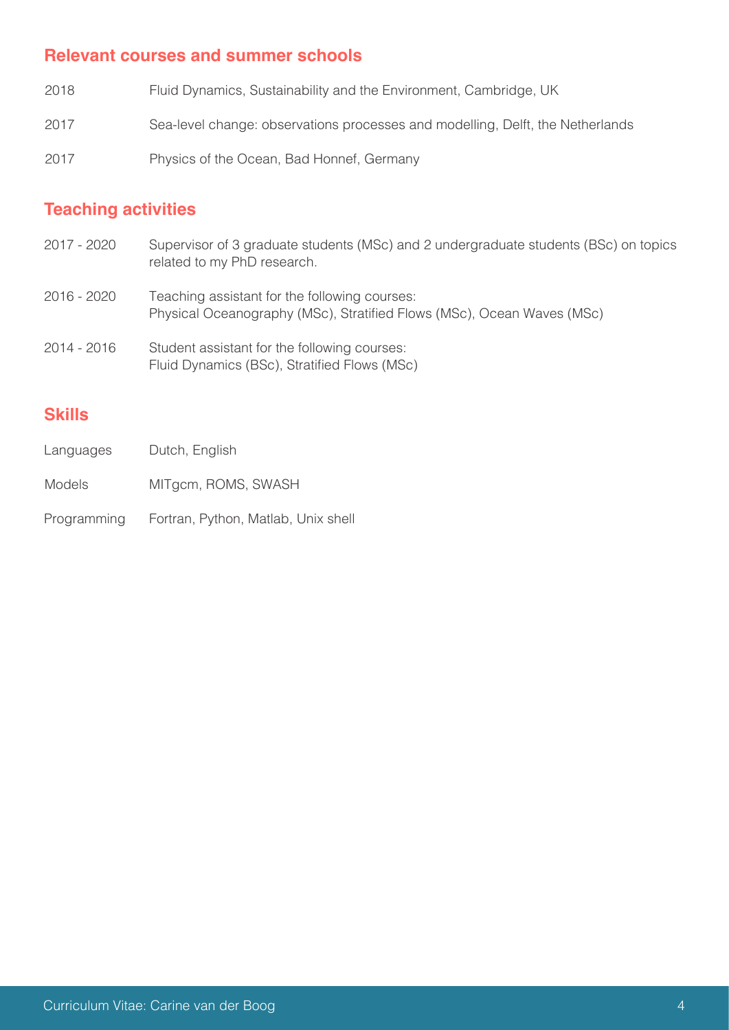## Relevant courses and summer schools

| | |
|---|---|
| 2018 | Fluid Dynamics, Sustainability and the Environment, Cambridge, UK |
| 2017 | Sea-level change: observations processes and modelling, Delft, the Netherlands |
| 2017 | Physics of the Ocean, Bad Honnef, Germany |

## Teaching activities

| | |
|---|---|
| 2017 - 2020 | Supervisor of 3 graduate students (MSc) and 2 undergraduate students (BSc) on topics related to my PhD research. |
| 2016 - 2020 | Teaching assistant for the following courses: Physical Oceanography (MSc), Stratified Flows (MSc), Ocean Waves (MSc) |
| 2014 - 2016 | Student assistant for the following courses: Fluid Dynamics (BSc), Stratified Flows (MSc) |

## Skills

| | |
|---|---|
| Languages | Dutch, English |
| Models | MITgcm, ROMS, SWASH |
| Programming | Fortran, Python, Matlab, Unix shell |